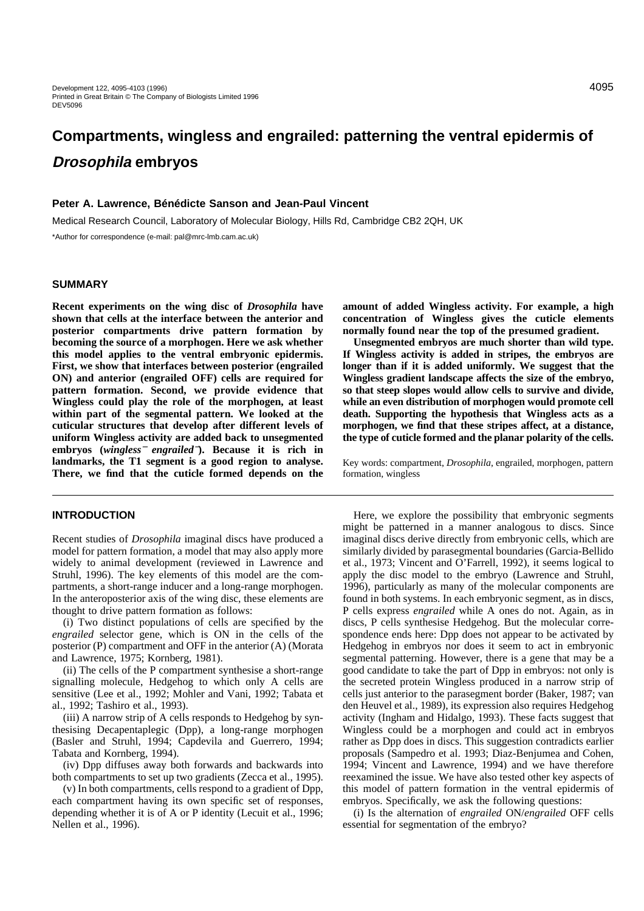# Compartments, wingless and engrailed: patterning the ventral epidermis of *Drosophila* embryos

**Peter A. Lawrence, Bénédicte Sanson and Jean-Paul Vincent**

Medical Research Council, Laboratory of Molecular Biology, Hills Rd, Cambridge CB2 2QH, UK

*Author for correspondence (e-mail: pal@mrc-lmb.cam.ac.uk)

## SUMMARY

**Recent experiments on the wing disc of *Drosophila* have shown that cells at the interface between the anterior and posterior compartments drive pattern formation by becoming the source of a morphogen. Here we ask whether this model applies to the ventral embryonic epidermis. First, we show that interfaces between posterior (engrailed ON) and anterior (engrailed OFF) cells are required for pattern formation. Second, we provide evidence that Wingless could play the role of the morphogen, at least within part of the segmental pattern. We looked at the cuticular structures that develop after different levels of uniform Wingless activity are added back to unsegmented embryos (*wingless*⁻ *engrailed*⁻). Because it is rich in landmarks, the T1 segment is a good region to analyse. There, we find that the cuticle formed depends on the amount of added Wingless activity. For example, a high concentration of Wingless gives the cuticle elements normally found near the top of the presumed gradient.**

**Unsegmented embryos are much shorter than wild type. If Wingless activity is added in stripes, the embryos are longer than if it is added uniformly. We suggest that the Wingless gradient landscape affects the size of the embryo, so that steep slopes would allow cells to survive and divide, while an even distribution of morphogen would promote cell death. Supporting the hypothesis that Wingless acts as a morphogen, we find that these stripes affect, at a distance, the type of cuticle formed and the planar polarity of the cells.**

Key words: compartment, *Drosophila*, engrailed, morphogen, pattern formation, wingless

## INTRODUCTION

Recent studies of *Drosophila* imaginal discs have produced a model for pattern formation, a model that may also apply more widely to animal development (reviewed in Lawrence and Struhl, 1996). The key elements of this model are the compartments, a short-range inducer and a long-range morphogen. In the anteroposterior axis of the wing disc, these elements are thought to drive pattern formation as follows:

(i) Two distinct populations of cells are specified by the *engrailed* selector gene, which is ON in the cells of the posterior (P) compartment and OFF in the anterior (A) (Morata and Lawrence, 1975; Kornberg, 1981).

(ii) The cells of the P compartment synthesise a short-range signalling molecule, Hedgehog to which only A cells are sensitive (Lee et al., 1992; Mohler and Vani, 1992; Tabata et al., 1992; Tashiro et al., 1993).

(iii) A narrow strip of A cells responds to Hedgehog by synthesising Decapentaplegic (Dpp), a long-range morphogen (Basler and Struhl, 1994; Capdevila and Guerrero, 1994; Tabata and Kornberg, 1994).

(iv) Dpp diffuses away both forwards and backwards into both compartments to set up two gradients (Zecca et al., 1995).

(v) In both compartments, cells respond to a gradient of Dpp, each compartment having its own specific set of responses, depending whether it is of A or P identity (Lecuit et al., 1996; Nellen et al., 1996).

Here, we explore the possibility that embryonic segments might be patterned in a manner analogous to discs. Since imaginal discs derive directly from embryonic cells, which are similarly divided by parasegmental boundaries (Garcia-Bellido et al., 1973; Vincent and O'Farrell, 1992), it seems logical to apply the disc model to the embryo (Lawrence and Struhl, 1996), particularly as many of the molecular components are found in both systems. In each embryonic segment, as in discs, P cells express *engrailed* while A ones do not. Again, as in discs, P cells synthesise Hedgehog. But the molecular correspondence ends here: Dpp does not appear to be activated by Hedgehog in embryos nor does it seem to act in embryonic segmental patterning. However, there is a gene that may be a good candidate to take the part of Dpp in embryos: not only is the secreted protein Wingless produced in a narrow strip of cells just anterior to the parasegment border (Baker, 1987; van den Heuvel et al., 1989), its expression also requires Hedgehog activity (Ingham and Hidalgo, 1993). These facts suggest that Wingless could be a morphogen and could act in embryos rather as Dpp does in discs. This suggestion contradicts earlier proposals (Sampedro et al. 1993; Diaz-Benjumea and Cohen, 1994; Vincent and Lawrence, 1994) and we have therefore reexamined the issue. We have also tested other key aspects of this model of pattern formation in the ventral epidermis of embryos. Specifically, we ask the following questions:

(i) Is the alternation of *engrailed* ON/*engrailed* OFF cells essential for segmentation of the embryo?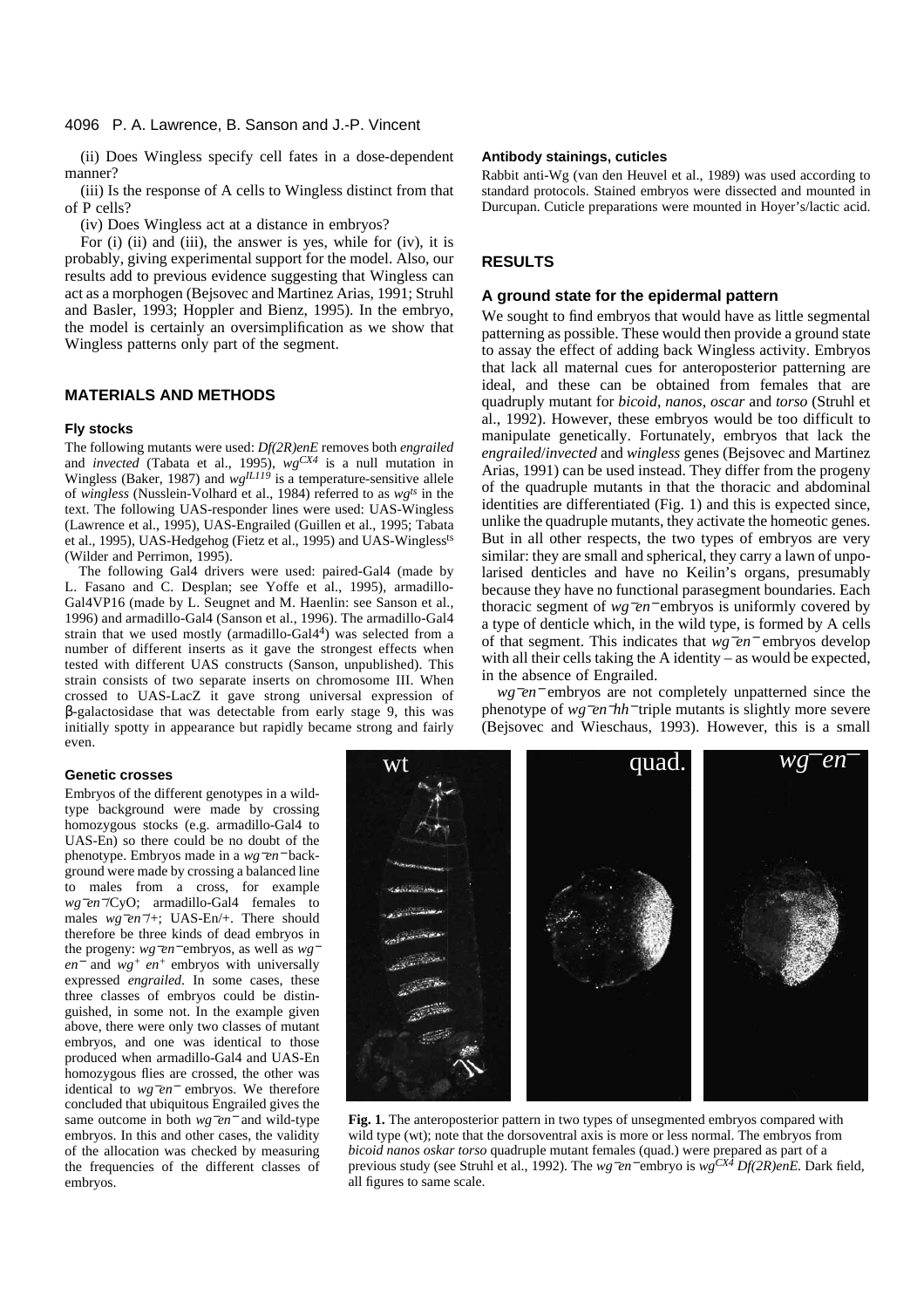(ii) Does Wingless specify cell fates in a dose-dependent manner?

(iii) Is the response of A cells to Wingless distinct from that of P cells?

(iv) Does Wingless act at a distance in embryos?

For (i) (ii) and (iii), the answer is yes, while for (iv), it is probably, giving experimental support for the model. Also, our results add to previous evidence suggesting that Wingless can act as a morphogen (Bejsovec and Martinez Arias, 1991; Struhl and Basler, 1993; Hoppler and Bienz, 1995). In the embryo, the model is certainly an oversimplification as we show that Wingless patterns only part of the segment.

## MATERIALS AND METHODS

### Fly stocks

The following mutants were used: *Df(2R)enE* removes both *engrailed* and *invected* (Tabata et al., 1995), $wg^{CX4}$ is a null mutation in Wingless (Baker, 1987) and $wg^{IL119}$ is a temperature-sensitive allele of *wingless* (Nusslein-Volhard et al., 1984) referred to as $wg^{ts}$ in the text. The following UAS-responder lines were used: UAS-Wingless (Lawrence et al., 1995), UAS-Engrailed (Guillen et al., 1995; Tabata et al., 1995), UAS-Hedgehog (Fietz et al., 1995) and UAS-Wingless$^{ts}$ (Wilder and Perrimon, 1995).

The following Gal4 drivers were used: paired-Gal4 (made by L. Fasano and C. Desplan; see Yoffe et al., 1995), armadillo-Gal4VP16 (made by L. Seugnet and M. Haenlin: see Sanson et al., 1996) and armadillo-Gal4 (Sanson et al., 1996). The armadillo-Gal4 strain that we used mostly (armadillo-Gal4$^{4}$) was selected from a number of different inserts as it gave the strongest effects when tested with different UAS constructs (Sanson, unpublished). This strain consists of two separate inserts on chromosome III. When crossed to UAS-LacZ it gave strong universal expression of β-galactosidase that was detectable from early stage 9, this was initially spotty in appearance but rapidly became strong and fairly even.

### Genetic crosses

Embryos of the different genotypes in a wild-type background were made by crossing homozygous stocks (e.g. armadillo-Gal4 to UAS-En) so there could be no doubt of the phenotype. Embryos made in a $wg^-en^-$ background were made by crossing a balanced line to males from a cross, for example $wg^-en^-$/CyO; armadillo-Gal4 females to males $wg^-en^-$/+; UAS-En/+. There should therefore be three kinds of dead embryos in the progeny: $wg^-en^-$ embryos, as well as $wg^-en^-$ and $wg^+ en^+$ embryos with universally expressed *engrailed*. In some cases, these three classes of embryos could be distinguished, in some not. In the example given above, there were only two classes of mutant embryos, and one was identical to those produced when armadillo-Gal4 and UAS-En homozygous flies are crossed, the other was identical to $wg^-en^-$ embryos. We therefore concluded that ubiquitous Engrailed gives the same outcome in both $wg^-en^-$ and wild-type embryos. In this and other cases, the validity of the allocation was checked by measuring the frequencies of the different classes of embryos.

### Antibody stainings, cuticles

Rabbit anti-Wg (van den Heuvel et al., 1989) was used according to standard protocols. Stained embryos were dissected and mounted in Durcupan. Cuticle preparations were mounted in Hoyer's/lactic acid.

## RESULTS

### A ground state for the epidermal pattern

We sought to find embryos that would have as little segmental patterning as possible. These would then provide a ground state to assay the effect of adding back Wingless activity. Embryos that lack all maternal cues for anteroposterior patterning are ideal, and these can be obtained from females that are quadruply mutant for *bicoid*, *nanos*, *oscar* and *torso* (Struhl et al., 1992). However, these embryos would be too difficult to manipulate genetically. Fortunately, embryos that lack the *engrailed*/*invected* and *wingless* genes (Bejsovec and Martinez Arias, 1991) can be used instead. They differ from the progeny of the quadruple mutants in that the thoracic and abdominal identities are differentiated (Fig. 1) and this is expected since, unlike the quadruple mutants, they activate the homeotic genes. But in all other respects, the two types of embryos are very similar: they are small and spherical, they carry a lawn of unpolarised denticles and have no Keilin's organs, presumably because they have no functional parasegment boundaries. Each thoracic segment of $wg^-en^-$ embryos is uniformly covered by a type of denticle which, in the wild type, is formed by A cells of that segment. This indicates that $wg^-en^-$ embryos develop with all their cells taking the A identity – as would be expected, in the absence of Engrailed.

$wg^-en^-$ embryos are not completely unpatterned since the phenotype of $wg^-en^-hh^-$ triple mutants is slightly more severe (Bejsovec and Wieschaus, 1993). However, this is a small

**Fig. 1.** The anteroposterior pattern in two types of unsegmented embryos compared with wild type (wt); note that the dorsoventral axis is more or less normal. The embryos from *bicoid nanos oskar torso* quadruple mutant females (quad.) were prepared as part of a previous study (see Struhl et al., 1992). The $wg^-en^-$ embryo is $wg^{CX4}$ *Df(2R)enE*. Dark field, all figures to same scale.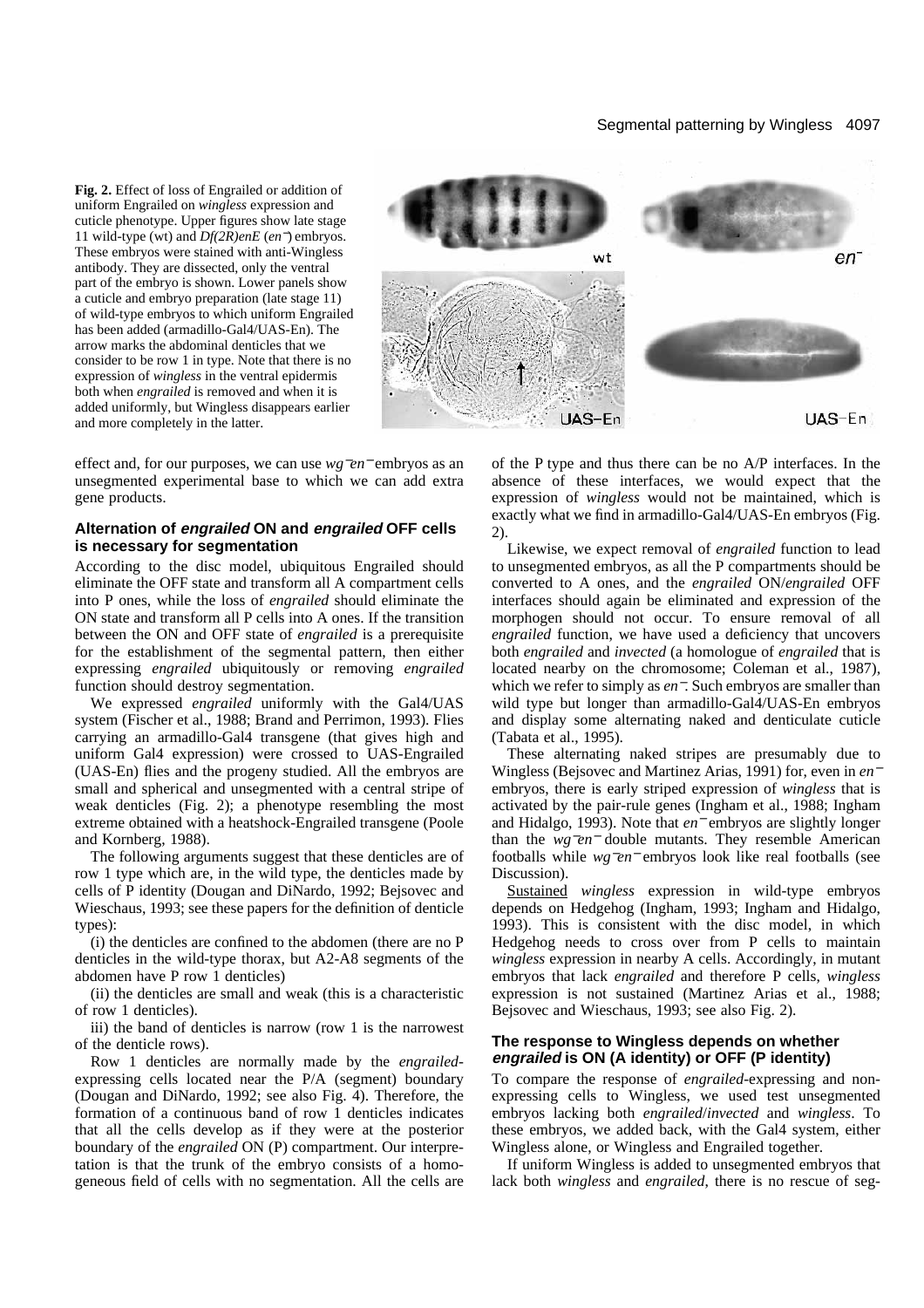**Fig. 2.** Effect of loss of Engrailed or addition of uniform Engrailed on *wingless* expression and cuticle phenotype. Upper figures show late stage 11 wild-type (wt) and *Df(2R)enE* (*en*$^-$) embryos. These embryos were stained with anti-Wingless antibody. They are dissected, only the ventral part of the embryo is shown. Lower panels show a cuticle and embryo preparation (late stage 11) of wild-type embryos to which uniform Engrailed has been added (armadillo-Gal4/UAS-En). The arrow marks the abdominal denticles that we consider to be row 1 in type. Note that there is no expression of *wingless* in the ventral epidermis both when *engrailed* is removed and when it is added uniformly, but Wingless disappears earlier and more completely in the latter.

effect and, for our purposes, we can use *wg*$^-$*en*$^-$ embryos as an unsegmented experimental base to which we can add extra gene products.

## Alternation of *engrailed* ON and *engrailed* OFF cells is necessary for segmentation

According to the disc model, ubiquitous Engrailed should eliminate the OFF state and transform all A compartment cells into P ones, while the loss of *engrailed* should eliminate the ON state and transform all P cells into A ones. If the transition between the ON and OFF state of *engrailed* is a prerequisite for the establishment of the segmental pattern, then either expressing *engrailed* ubiquitously or removing *engrailed* function should destroy segmentation.

We expressed *engrailed* uniformly with the Gal4/UAS system (Fischer et al., 1988; Brand and Perrimon, 1993). Flies carrying an armadillo-Gal4 transgene (that gives high and uniform Gal4 expression) were crossed to UAS-Engrailed (UAS-En) flies and the progeny studied. All the embryos are small and spherical and unsegmented with a central stripe of weak denticles (Fig. 2); a phenotype resembling the most extreme obtained with a heatshock-Engrailed transgene (Poole and Kornberg, 1988).

The following arguments suggest that these denticles are of row 1 type which are, in the wild type, the denticles made by cells of P identity (Dougan and DiNardo, 1992; Bejsovec and Wieschaus, 1993; see these papers for the definition of denticle types):

(i) the denticles are confined to the abdomen (there are no P denticles in the wild-type thorax, but A2-A8 segments of the abdomen have P row 1 denticles)

(ii) the denticles are small and weak (this is a characteristic of row 1 denticles).

iii) the band of denticles is narrow (row 1 is the narrowest of the denticle rows).

Row 1 denticles are normally made by the *engrailed*-expressing cells located near the P/A (segment) boundary (Dougan and DiNardo, 1992; see also Fig. 4). Therefore, the formation of a continuous band of row 1 denticles indicates that all the cells develop as if they were at the posterior boundary of the *engrailed* ON (P) compartment. Our interpretation is that the trunk of the embryo consists of a homogeneous field of cells with no segmentation. All the cells are of the P type and thus there can be no A/P interfaces. In the absence of these interfaces, we would expect that the expression of *wingless* would not be maintained, which is exactly what we find in armadillo-Gal4/UAS-En embryos (Fig. 2).

Likewise, we expect removal of *engrailed* function to lead to unsegmented embryos, as all the P compartments should be converted to A ones, and the *engrailed* ON/*engrailed* OFF interfaces should again be eliminated and expression of the morphogen should not occur. To ensure removal of all *engrailed* function, we have used a deficiency that uncovers both *engrailed* and *invected* (a homologue of *engrailed* that is located nearby on the chromosome; Coleman et al., 1987), which we refer to simply as *en*$^-$. Such embryos are smaller than wild type but longer than armadillo-Gal4/UAS-En embryos and display some alternating naked and denticulate cuticle (Tabata et al., 1995).

These alternating naked stripes are presumably due to Wingless (Bejsovec and Martinez Arias, 1991) for, even in *en*$^-$ embryos, there is early striped expression of *wingless* that is activated by the pair-rule genes (Ingham et al., 1988; Ingham and Hidalgo, 1993). Note that *en*$^-$ embryos are slightly longer than the *wg*$^-$*en*$^-$ double mutants. They resemble American footballs while *wg*$^-$*en*$^-$ embryos look like real footballs (see Discussion).

Sustained *wingless* expression in wild-type embryos depends on Hedgehog (Ingham, 1993; Ingham and Hidalgo, 1993). This is consistent with the disc model, in which Hedgehog needs to cross over from P cells to maintain *wingless* expression in nearby A cells. Accordingly, in mutant embryos that lack *engrailed* and therefore P cells, *wingless* expression is not sustained (Martinez Arias et al., 1988; Bejsovec and Wieschaus, 1993; see also Fig. 2).

## The response to Wingless depends on whether *engrailed* is ON (A identity) or OFF (P identity)

To compare the response of *engrailed*-expressing and non-expressing cells to Wingless, we used test unsegmented embryos lacking both *engrailed*/*invected* and *wingless*. To these embryos, we added back, with the Gal4 system, either Wingless alone, or Wingless and Engrailed together.

If uniform Wingless is added to unsegmented embryos that lack both *wingless* and *engrailed*, there is no rescue of seg-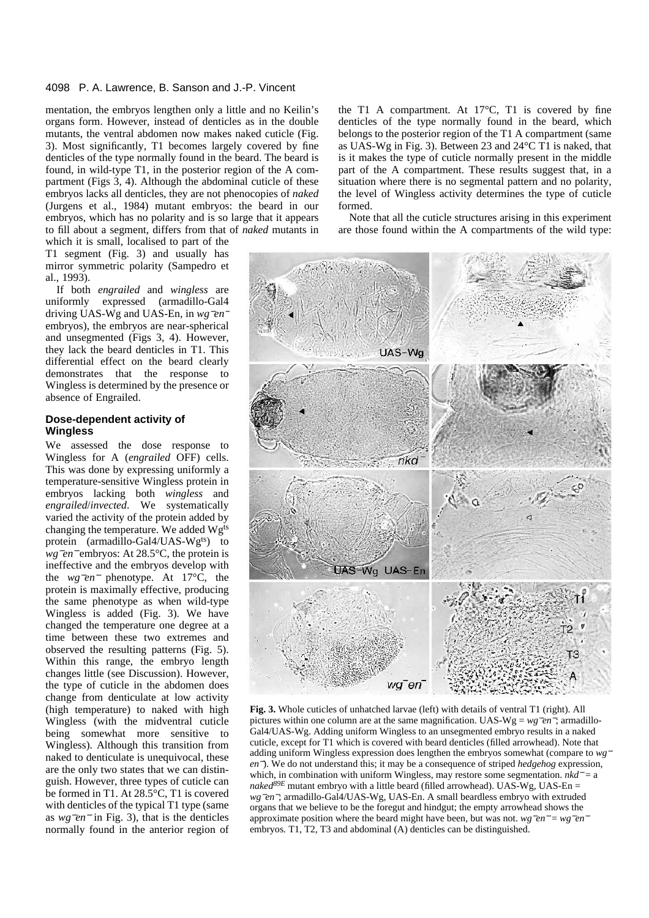mentation, the embryos lengthen only a little and no Keilin's organs form. However, instead of denticles as in the double mutants, the ventral abdomen now makes naked cuticle (Fig. 3). Most significantly, T1 becomes largely covered by fine denticles of the type normally found in the beard. The beard is found, in wild-type T1, in the posterior region of the A compartment (Figs 3, 4). Although the abdominal cuticle of these embryos lacks all denticles, they are not phenocopies of *naked* (Jurgens et al., 1984) mutant embryos: the beard in our embryos, which has no polarity and is so large that it appears to fill about a segment, differs from that of *naked* mutants in which it is small, localised to part of the T1 segment (Fig. 3) and usually has mirror symmetric polarity (Sampedro et al., 1993).

If both *engrailed* and *wingless* are uniformly expressed (armadillo-Gal4 driving UAS-Wg and UAS-En, in $wg^-en^-$ embryos), the embryos are near-spherical and unsegmented (Figs 3, 4). However, they lack the beard denticles in T1. This differential effect on the beard clearly demonstrates that the response to Wingless is determined by the presence or absence of Engrailed.

### Dose-dependent activity of Wingless

We assessed the dose response to Wingless for A (*engrailed* OFF) cells. This was done by expressing uniformly a temperature-sensitive Wingless protein in embryos lacking both *wingless* and *engrailed*/*invected*. We systematically varied the activity of the protein added by changing the temperature. We added $Wg^{ts}$ protein (armadillo-Gal4/UAS-$Wg^{ts}$) to $wg^-en^-$ embryos: At 28.5°C, the protein is ineffective and the embryos develop with the $wg^-en^-$ phenotype. At 17°C, the protein is maximally effective, producing the same phenotype as when wild-type Wingless is added (Fig. 3). We have changed the temperature one degree at a time between these two extremes and observed the resulting patterns (Fig. 5). Within this range, the embryo length changes little (see Discussion). However, the type of cuticle in the abdomen does change from denticulate at low activity (high temperature) to naked with high Wingless (with the midventral cuticle being somewhat more sensitive to Wingless). Although this transition from naked to denticulate is unequivocal, these are the only two states that we can distinguish. However, three types of cuticle can be formed in T1. At 28.5°C, T1 is covered with denticles of the typical T1 type (same as $wg^-en^-$ in Fig. 3), that is the denticles normally found in the anterior region of the T1 A compartment. At 17°C, T1 is covered by fine denticles of the type normally found in the beard, which belongs to the posterior region of the T1 A compartment (same as UAS-Wg in Fig. 3). Between 23 and 24°C T1 is naked, that is it makes the type of cuticle normally present in the middle part of the A compartment. These results suggest that, in a situation where there is no segmental pattern and no polarity, the level of Wingless activity determines the type of cuticle formed.

Note that all the cuticle structures arising in this experiment are those found within the A compartments of the wild type:

**Fig. 3.** Whole cuticles of unhatched larvae (left) with details of ventral T1 (right). All pictures within one column are at the same magnification. UAS-Wg = $wg^-en^-$; armadillo-Gal4/UAS-Wg. Adding uniform Wingless to an unsegmented embryo results in a naked cuticle, except for T1 which is covered with beard denticles (filled arrowhead). Note that adding uniform Wingless expression does lengthen the embryos somewhat (compare to $wg^-en^-$). We do not understand this; it may be a consequence of striped *hedgehog* expression, which, in combination with uniform Wingless, may restore some segmentation. $nkd^-$ = a $naked^{89E}$ mutant embryo with a little beard (filled arrowhead). UAS-Wg, UAS-En = $wg^-en^-$; armadillo-Gal4/UAS-Wg, UAS-En. A small beardless embryo with extruded organs that we believe to be the foregut and hindgut; the empty arrowhead shows the approximate position where the beard might have been, but was not. $wg^-en^-$ = $wg^-en^-$ embryos. T1, T2, T3 and abdominal (A) denticles can be distinguished.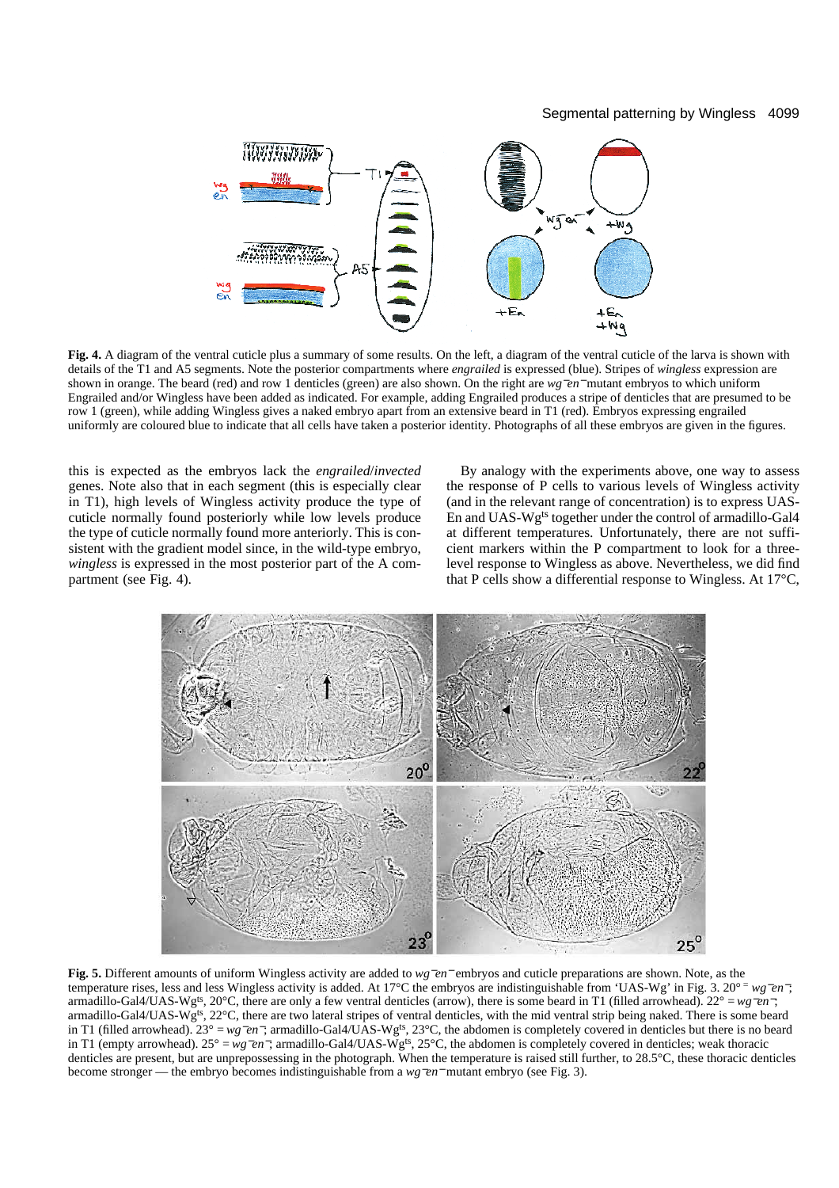**Fig. 4.** A diagram of the ventral cuticle plus a summary of some results. On the left, a diagram of the ventral cuticle of the larva is shown with details of the T1 and A5 segments. Note the posterior compartments where *engrailed* is expressed (blue). Stripes of *wingless* expression are shown in orange. The beard (red) and row 1 denticles (green) are also shown. On the right are $wg^{-}en^{-}$ mutant embryos to which uniform Engrailed and/or Wingless have been added as indicated. For example, adding Engrailed produces a stripe of denticles that are presumed to be row 1 (green), while adding Wingless gives a naked embryo apart from an extensive beard in T1 (red). Embryos expressing engrailed uniformly are coloured blue to indicate that all cells have taken a posterior identity. Photographs of all these embryos are given in the figures.

this is expected as the embryos lack the *engrailed*/*invected* genes. Note also that in each segment (this is especially clear in T1), high levels of Wingless activity produce the type of cuticle normally found posteriorly while low levels produce the type of cuticle normally found more anteriorly. This is consistent with the gradient model since, in the wild-type embryo, *wingless* is expressed in the most posterior part of the A compartment (see Fig. 4).

By analogy with the experiments above, one way to assess the response of P cells to various levels of Wingless activity (and in the relevant range of concentration) is to express UAS-En and UAS-Wg$^{ts}$ together under the control of armadillo-Gal4 at different temperatures. Unfortunately, there are not sufficient markers within the P compartment to look for a three-level response to Wingless as above. Nevertheless, we did find that P cells show a differential response to Wingless. At 17°C,

**Fig. 5.** Different amounts of uniform Wingless activity are added to $wg^{-}en^{-}$ embryos and cuticle preparations are shown. Note, as the temperature rises, less and less Wingless activity is added. At 17°C the embryos are indistinguishable from 'UAS-Wg' in Fig. 3. 20° = $wg^{-}en^{-}$; armadillo-Gal4/UAS-Wg$^{ts}$, 20°C, there are only a few ventral denticles (arrow), there is some beard in T1 (filled arrowhead). 22° = $wg^{-}en^{-}$; armadillo-Gal4/UAS-Wg$^{ts}$, 22°C, there are two lateral stripes of ventral denticles, with the mid ventral strip being naked. There is some beard in T1 (filled arrowhead). 23° = $wg^{-}en^{-}$; armadillo-Gal4/UAS-Wg$^{ts}$, 23°C, the abdomen is completely covered in denticles but there is no beard in T1 (empty arrowhead). 25° = $wg^{-}en^{-}$; armadillo-Gal4/UAS-Wg$^{ts}$, 25°C, the abdomen is completely covered in denticles; weak thoracic denticles are present, but are unprepossessing in the photograph. When the temperature is raised still further, to 28.5°C, these thoracic denticles become stronger — the embryo becomes indistinguishable from a $wg^{-}en^{-}$ mutant embryo (see Fig. 3).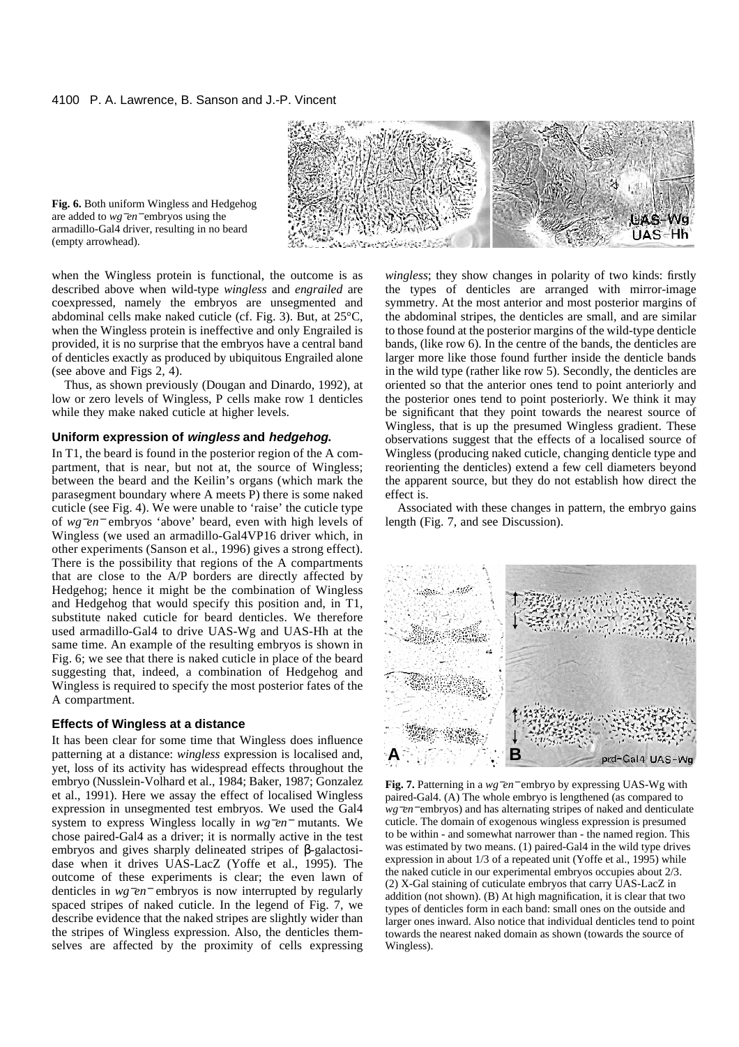**Fig. 6.** Both uniform Wingless and Hedgehog are added to *wg⁻en⁻* embryos using the armadillo-Gal4 driver, resulting in no beard (empty arrowhead).

when the Wingless protein is functional, the outcome is as described above when wild-type *wingless* and *engrailed* are coexpressed, namely the embryos are unsegmented and abdominal cells make naked cuticle (cf. Fig. 3). But, at 25°C, when the Wingless protein is ineffective and only Engrailed is provided, it is no surprise that the embryos have a central band of denticles exactly as produced by ubiquitous Engrailed alone (see above and Figs 2, 4).

Thus, as shown previously (Dougan and Dinardo, 1992), at low or zero levels of Wingless, P cells make row 1 denticles while they make naked cuticle at higher levels.

### Uniform expression of *wingless* and *hedgehog*.

In T1, the beard is found in the posterior region of the A compartment, that is near, but not at, the source of Wingless; between the beard and the Keilin's organs (which mark the parasegment boundary where A meets P) there is some naked cuticle (see Fig. 4). We were unable to 'raise' the cuticle type of *wg⁻en⁻* embryos 'above' beard, even with high levels of Wingless (we used an armadillo-Gal4VP16 driver which, in other experiments (Sanson et al., 1996) gives a strong effect). There is the possibility that regions of the A compartments that are close to the A/P borders are directly affected by Hedgehog; hence it might be the combination of Wingless and Hedgehog that would specify this position and, in T1, substitute naked cuticle for beard denticles. We therefore used armadillo-Gal4 to drive UAS-Wg and UAS-Hh at the same time. An example of the resulting embryos is shown in Fig. 6; we see that there is naked cuticle in place of the beard suggesting that, indeed, a combination of Hedgehog and Wingless is required to specify the most posterior fates of the A compartment.

### Effects of Wingless at a distance

It has been clear for some time that Wingless does influence patterning at a distance: *wingless* expression is localised and, yet, loss of its activity has widespread effects throughout the embryo (Nusslein-Volhard et al., 1984; Baker, 1987; Gonzalez et al., 1991). Here we assay the effect of localised Wingless expression in unsegmented test embryos. We used the Gal4 system to express Wingless locally in *wg⁻en⁻* mutants. We chose paired-Gal4 as a driver; it is normally active in the test embryos and gives sharply delineated stripes of β-galactosidase when it drives UAS-LacZ (Yoffe et al., 1995). The outcome of these experiments is clear; the even lawn of denticles in *wg⁻en⁻* embryos is now interrupted by regularly spaced stripes of naked cuticle. In the legend of Fig. 7, we describe evidence that the naked stripes are slightly wider than the stripes of Wingless expression. Also, the denticles themselves are affected by the proximity of cells expressing *wingless*; they show changes in polarity of two kinds: firstly the types of denticles are arranged with mirror-image symmetry. At the most anterior and most posterior margins of the abdominal stripes, the denticles are small, and are similar to those found at the posterior margins of the wild-type denticle bands, (like row 6). In the centre of the bands, the denticles are larger more like those found further inside the denticle bands in the wild type (rather like row 5). Secondly, the denticles are oriented so that the anterior ones tend to point anteriorly and the posterior ones tend to point posteriorly. We think it may be significant that they point towards the nearest source of Wingless, that is up the presumed Wingless gradient. These observations suggest that the effects of a localised source of Wingless (producing naked cuticle, changing denticle type and reorienting the denticles) extend a few cell diameters beyond the apparent source, but they do not establish how direct the effect is.

Associated with these changes in pattern, the embryo gains length (Fig. 7, and see Discussion).

**Fig. 7.** Patterning in a *wg⁻en⁻* embryo by expressing UAS-Wg with paired-Gal4. (A) The whole embryo is lengthened (as compared to *wg⁻en⁻* embryos) and has alternating stripes of naked and denticulate cuticle. The domain of exogenous wingless expression is presumed to be within - and somewhat narrower than - the named region. This was estimated by two means. (1) paired-Gal4 in the wild type drives expression in about 1/3 of a repeated unit (Yoffe et al., 1995) while the naked cuticle in our experimental embryos occupies about 2/3. (2) X-Gal staining of cuticulate embryos that carry UAS-LacZ in addition (not shown). (B) At high magnification, it is clear that two types of denticles form in each band: small ones on the outside and larger ones inward. Also notice that individual denticles tend to point towards the nearest naked domain as shown (towards the source of Wingless).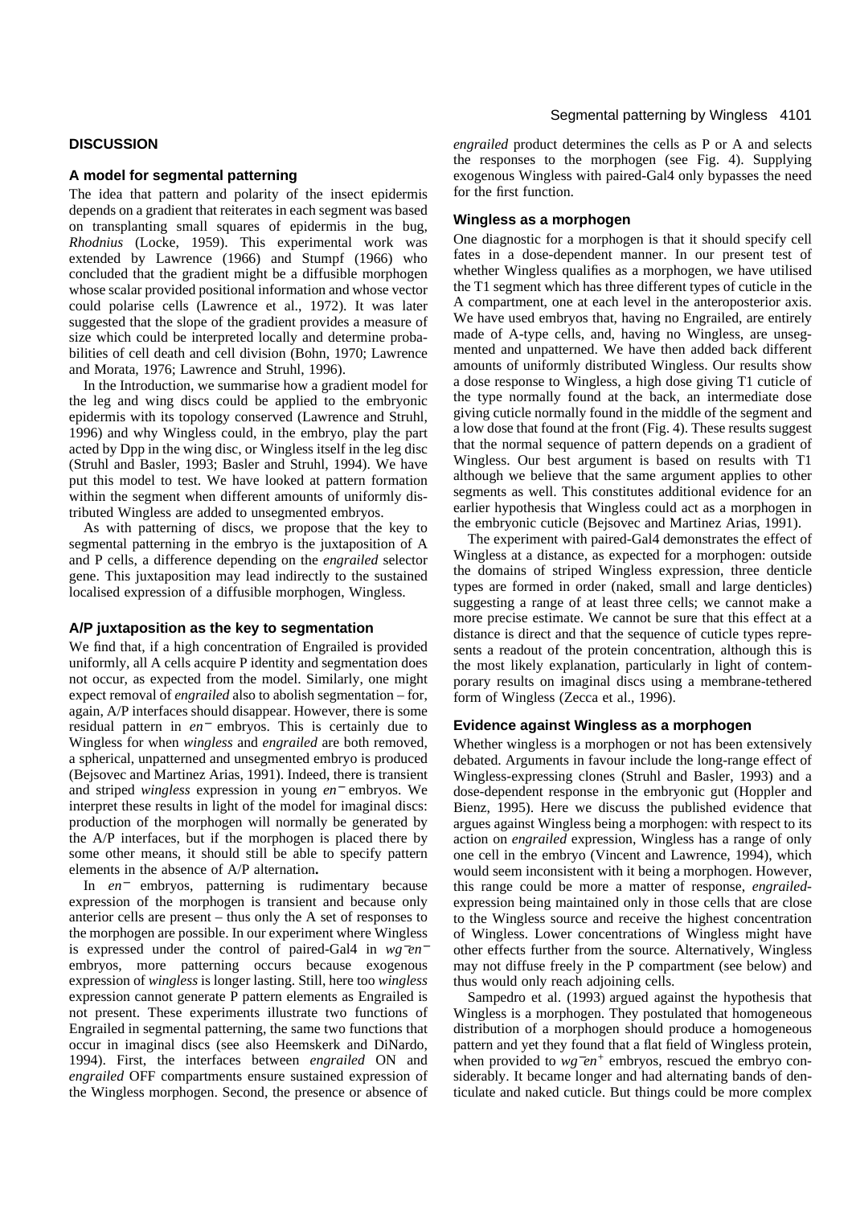## DISCUSSION

### A model for segmental patterning

The idea that pattern and polarity of the insect epidermis depends on a gradient that reiterates in each segment was based on transplanting small squares of epidermis in the bug, *Rhodnius* (Locke, 1959). This experimental work was extended by Lawrence (1966) and Stumpf (1966) who concluded that the gradient might be a diffusible morphogen whose scalar provided positional information and whose vector could polarise cells (Lawrence et al., 1972). It was later suggested that the slope of the gradient provides a measure of size which could be interpreted locally and determine probabilities of cell death and cell division (Bohn, 1970; Lawrence and Morata, 1976; Lawrence and Struhl, 1996).

In the Introduction, we summarise how a gradient model for the leg and wing discs could be applied to the embryonic epidermis with its topology conserved (Lawrence and Struhl, 1996) and why Wingless could, in the embryo, play the part acted by Dpp in the wing disc, or Wingless itself in the leg disc (Struhl and Basler, 1993; Basler and Struhl, 1994). We have put this model to test. We have looked at pattern formation within the segment when different amounts of uniformly distributed Wingless are added to unsegmented embryos.

As with patterning of discs, we propose that the key to segmental patterning in the embryo is the juxtaposition of A and P cells, a difference depending on the *engrailed* selector gene. This juxtaposition may lead indirectly to the sustained localised expression of a diffusible morphogen, Wingless.

### A/P juxtaposition as the key to segmentation

We find that, if a high concentration of Engrailed is provided uniformly, all A cells acquire P identity and segmentation does not occur, as expected from the model. Similarly, one might expect removal of *engrailed* also to abolish segmentation – for, again, A/P interfaces should disappear. However, there is some residual pattern in $en^-$ embryos. This is certainly due to Wingless for when *wingless* and *engrailed* are both removed, a spherical, unpatterned and unsegmented embryo is produced (Bejsovec and Martinez Arias, 1991). Indeed, there is transient and striped *wingless* expression in young $en^-$ embryos. We interpret these results in light of the model for imaginal discs: production of the morphogen will normally be generated by the A/P interfaces, but if the morphogen is placed there by some other means, it should still be able to specify pattern elements in the absence of A/P alternation**.**

In $en^-$ embryos, patterning is rudimentary because expression of the morphogen is transient and because only anterior cells are present – thus only the A set of responses to the morphogen are possible. In our experiment where Wingless is expressed under the control of paired-Gal4 in $wg^-en^-$ embryos, more patterning occurs because exogenous expression of *wingless* is longer lasting. Still, here too *wingless* expression cannot generate P pattern elements as Engrailed is not present. These experiments illustrate two functions of Engrailed in segmental patterning, the same two functions that occur in imaginal discs (see also Heemskerk and DiNardo, 1994). First, the interfaces between *engrailed* ON and *engrailed* OFF compartments ensure sustained expression of the Wingless morphogen. Second, the presence or absence of *engrailed* product determines the cells as P or A and selects the responses to the morphogen (see Fig. 4). Supplying exogenous Wingless with paired-Gal4 only bypasses the need for the first function.

### Wingless as a morphogen

One diagnostic for a morphogen is that it should specify cell fates in a dose-dependent manner. In our present test of whether Wingless qualifies as a morphogen, we have utilised the T1 segment which has three different types of cuticle in the A compartment, one at each level in the anteroposterior axis. We have used embryos that, having no Engrailed, are entirely made of A-type cells, and, having no Wingless, are unsegmented and unpatterned. We have then added back different amounts of uniformly distributed Wingless. Our results show a dose response to Wingless, a high dose giving T1 cuticle of the type normally found at the back, an intermediate dose giving cuticle normally found in the middle of the segment and a low dose that found at the front (Fig. 4). These results suggest that the normal sequence of pattern depends on a gradient of Wingless. Our best argument is based on results with T1 although we believe that the same argument applies to other segments as well. This constitutes additional evidence for an earlier hypothesis that Wingless could act as a morphogen in the embryonic cuticle (Bejsovec and Martinez Arias, 1991).

The experiment with paired-Gal4 demonstrates the effect of Wingless at a distance, as expected for a morphogen: outside the domains of striped Wingless expression, three denticle types are formed in order (naked, small and large denticles) suggesting a range of at least three cells; we cannot make a more precise estimate. We cannot be sure that this effect at a distance is direct and that the sequence of cuticle types represents a readout of the protein concentration, although this is the most likely explanation, particularly in light of contemporary results on imaginal discs using a membrane-tethered form of Wingless (Zecca et al., 1996).

### Evidence against Wingless as a morphogen

Whether wingless is a morphogen or not has been extensively debated. Arguments in favour include the long-range effect of Wingless-expressing clones (Struhl and Basler, 1993) and a dose-dependent response in the embryonic gut (Hoppler and Bienz, 1995). Here we discuss the published evidence that argues against Wingless being a morphogen: with respect to its action on *engrailed* expression, Wingless has a range of only one cell in the embryo (Vincent and Lawrence, 1994), which would seem inconsistent with it being a morphogen. However, this range could be more a matter of response, *engrailed*-expression being maintained only in those cells that are close to the Wingless source and receive the highest concentration of Wingless. Lower concentrations of Wingless might have other effects further from the source. Alternatively, Wingless may not diffuse freely in the P compartment (see below) and thus would only reach adjoining cells.

Sampedro et al. (1993) argued against the hypothesis that Wingless is a morphogen. They postulated that homogeneous distribution of a morphogen should produce a homogeneous pattern and yet they found that a flat field of Wingless protein, when provided to $wg^-en^+$ embryos, rescued the embryo considerably. It became longer and had alternating bands of denticulate and naked cuticle. But things could be more complex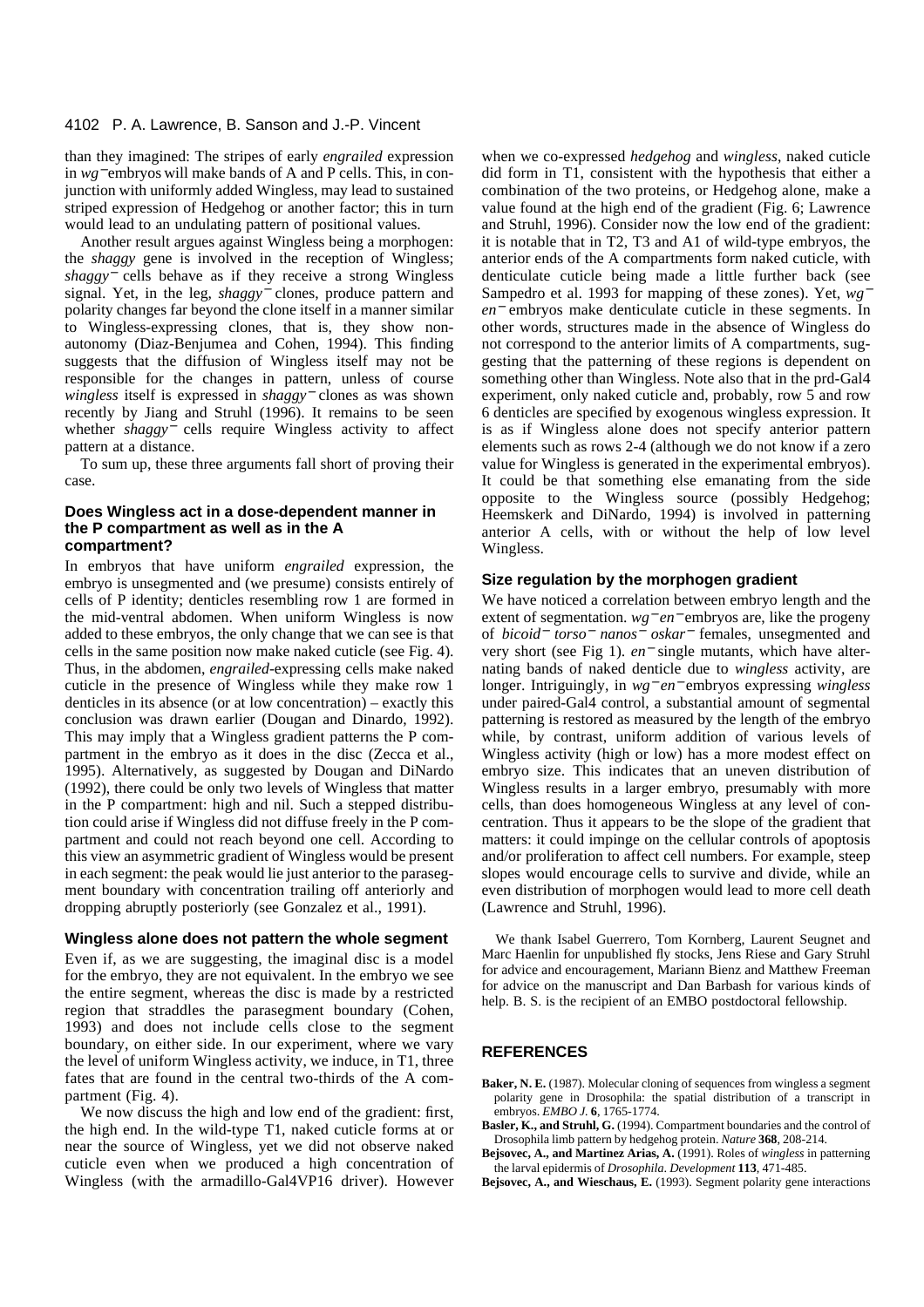than they imagined: The stripes of early *engrailed* expression in *wg*$^-$embryos will make bands of A and P cells. This, in conjunction with uniformly added Wingless, may lead to sustained striped expression of Hedgehog or another factor; this in turn would lead to an undulating pattern of positional values.

Another result argues against Wingless being a morphogen: the *shaggy* gene is involved in the reception of Wingless; *shaggy*$^-$ cells behave as if they receive a strong Wingless signal. Yet, in the leg, *shaggy*$^-$ clones, produce pattern and polarity changes far beyond the clone itself in a manner similar to Wingless-expressing clones, that is, they show non-autonomy (Diaz-Benjumea and Cohen, 1994). This finding suggests that the diffusion of Wingless itself may not be responsible for the changes in pattern, unless of course *wingless* itself is expressed in *shaggy*$^-$ clones as was shown recently by Jiang and Struhl (1996). It remains to be seen whether *shaggy*$^-$ cells require Wingless activity to affect pattern at a distance.

To sum up, these three arguments fall short of proving their case.

### Does Wingless act in a dose-dependent manner in the P compartment as well as in the A compartment?

In embryos that have uniform *engrailed* expression, the embryo is unsegmented and (we presume) consists entirely of cells of P identity; denticles resembling row 1 are formed in the mid-ventral abdomen. When uniform Wingless is now added to these embryos, the only change that we can see is that cells in the same position now make naked cuticle (see Fig. 4). Thus, in the abdomen, *engrailed*-expressing cells make naked cuticle in the presence of Wingless while they make row 1 denticles in its absence (or at low concentration) – exactly this conclusion was drawn earlier (Dougan and Dinardo, 1992). This may imply that a Wingless gradient patterns the P compartment in the embryo as it does in the disc (Zecca et al., 1995). Alternatively, as suggested by Dougan and DiNardo (1992), there could be only two levels of Wingless that matter in the P compartment: high and nil. Such a stepped distribution could arise if Wingless did not diffuse freely in the P compartment and could not reach beyond one cell. According to this view an asymmetric gradient of Wingless would be present in each segment: the peak would lie just anterior to the parasegment boundary with concentration trailing off anteriorly and dropping abruptly posteriorly (see Gonzalez et al., 1991).

### Wingless alone does not pattern the whole segment

Even if, as we are suggesting, the imaginal disc is a model for the embryo, they are not equivalent. In the embryo we see the entire segment, whereas the disc is made by a restricted region that straddles the parasegment boundary (Cohen, 1993) and does not include cells close to the segment boundary, on either side. In our experiment, where we vary the level of uniform Wingless activity, we induce, in T1, three fates that are found in the central two-thirds of the A compartment (Fig. 4).

We now discuss the high and low end of the gradient: first, the high end. In the wild-type T1, naked cuticle forms at or near the source of Wingless, yet we did not observe naked cuticle even when we produced a high concentration of Wingless (with the armadillo-Gal4VP16 driver). However when we co-expressed *hedgehog* and *wingless*, naked cuticle did form in T1, consistent with the hypothesis that either a combination of the two proteins, or Hedgehog alone, make a value found at the high end of the gradient (Fig. 6; Lawrence and Struhl, 1996). Consider now the low end of the gradient: it is notable that in T2, T3 and A1 of wild-type embryos, the anterior ends of the A compartments form naked cuticle, with denticulate cuticle being made a little further back (see Sampedro et al. 1993 for mapping of these zones). Yet, *wg*$^-$ *en*$^-$ embryos make denticulate cuticle in these segments. In other words, structures made in the absence of Wingless do not correspond to the anterior limits of A compartments, suggesting that the patterning of these regions is dependent on something other than Wingless. Note also that in the prd-Gal4 experiment, only naked cuticle and, probably, row 5 and row 6 denticles are specified by exogenous wingless expression. It is as if Wingless alone does not specify anterior pattern elements such as rows 2-4 (although we do not know if a zero value for Wingless is generated in the experimental embryos). It could be that something else emanating from the side opposite to the Wingless source (possibly Hedgehog; Heemskerk and DiNardo, 1994) is involved in patterning anterior A cells, with or without the help of low level Wingless.

### Size regulation by the morphogen gradient

We have noticed a correlation between embryo length and the extent of segmentation. *wg*$^-$*en*$^-$embryos are, like the progeny of *bicoid*$^-$ *torso*$^-$ *nanos*$^-$ *oskar*$^-$ females, unsegmented and very short (see Fig 1). *en*$^-$ single mutants, which have alternating bands of naked denticle due to *wingless* activity, are longer. Intriguingly, in *wg*$^-$*en*$^-$embryos expressing *wingless* under paired-Gal4 control, a substantial amount of segmental patterning is restored as measured by the length of the embryo while, by contrast, uniform addition of various levels of Wingless activity (high or low) has a more modest effect on embryo size. This indicates that an uneven distribution of Wingless results in a larger embryo, presumably with more cells, than does homogeneous Wingless at any level of concentration. Thus it appears to be the slope of the gradient that matters: it could impinge on the cellular controls of apoptosis and/or proliferation to affect cell numbers. For example, steep slopes would encourage cells to survive and divide, while an even distribution of morphogen would lead to more cell death (Lawrence and Struhl, 1996).

We thank Isabel Guerrero, Tom Kornberg, Laurent Seugnet and Marc Haenlin for unpublished fly stocks, Jens Riese and Gary Struhl for advice and encouragement, Mariann Bienz and Matthew Freeman for advice on the manuscript and Dan Barbash for various kinds of help. B. S. is the recipient of an EMBO postdoctoral fellowship.

## REFERENCES

**Baker, N. E.** (1987). Molecular cloning of sequences from wingless a segment polarity gene in Drosophila: the spatial distribution of a transcript in embryos. *EMBO J.* **6**, 1765-1774.

**Basler, K., and Struhl, G.** (1994). Compartment boundaries and the control of Drosophila limb pattern by hedgehog protein. *Nature* **368**, 208-214.

**Bejsovec, A., and Martinez Arias, A.** (1991). Roles of *wingless* in patterning the larval epidermis of *Drosophila*. *Development* **113**, 471-485.

**Bejsovec, A., and Wieschaus, E.** (1993). Segment polarity gene interactions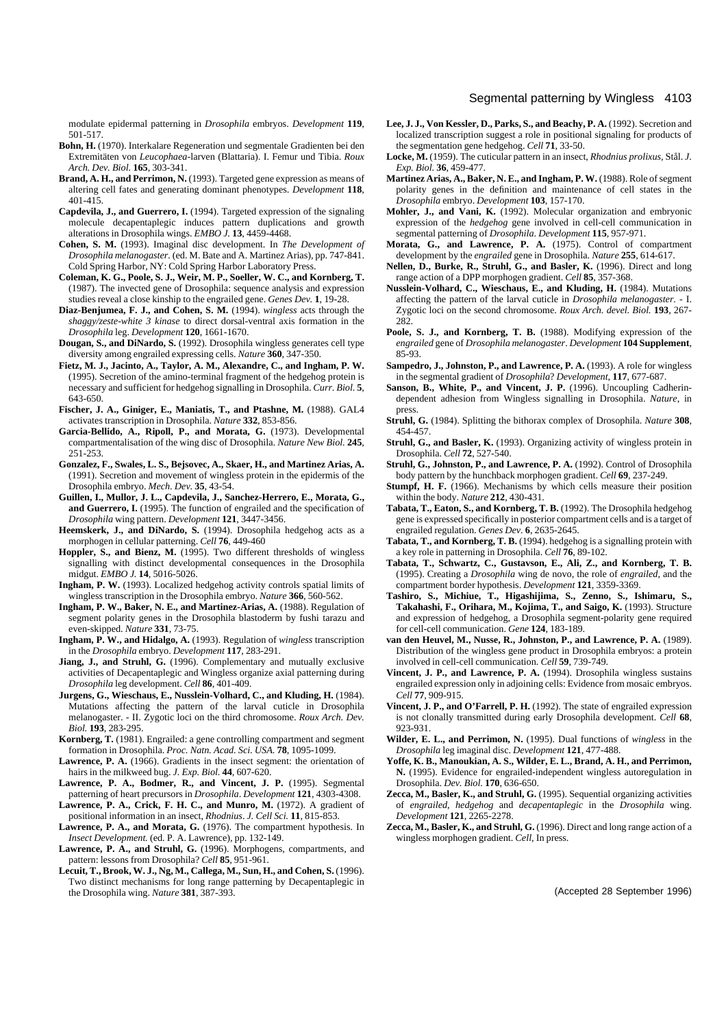modulate epidermal patterning in *Drosophila* embryos. *Development* **119**, 501-517.

**Bohn, H.** (1970). Interkalare Regeneration und segmentale Gradienten bei den Extremitäten von *Leucophaea*-larven (Blattaria). I. Femur und Tibia. *Roux Arch. Dev. Biol.* **165**, 303-341.

**Brand, A. H., and Perrimon, N.** (1993). Targeted gene expression as means of altering cell fates and generating dominant phenotypes. *Development* **118**, 401-415.

**Capdevila, J., and Guerrero, I.** (1994). Targeted expression of the signaling molecule decapentaplegic induces pattern duplications and growth alterations in Drosophila wings. *EMBO J.* **13**, 4459-4468.

**Cohen, S. M.** (1993). Imaginal disc development. In *The Development of Drosophila melanogaster*. (ed. M. Bate and A. Martinez Arias), pp. 747-841. Cold Spring Harbor, NY: Cold Spring Harbor Laboratory Press.

**Coleman, K. G., Poole, S. J., Weir, M. P., Soeller, W. C., and Kornberg, T.** (1987). The invected gene of Drosophila: sequence analysis and expression studies reveal a close kinship to the engrailed gene. *Genes Dev.* **1**, 19-28.

**Diaz-Benjumea, F. J., and Cohen, S. M.** (1994). *wingless* acts through the *shaggy/zeste-white 3 kinase* to direct dorsal-ventral axis formation in the *Drosophila* leg. *Development* **120**, 1661-1670.

**Dougan, S., and DiNardo, S.** (1992). Drosophila wingless generates cell type diversity among engrailed expressing cells. *Nature* **360**, 347-350.

**Fietz, M. J., Jacinto, A., Taylor, A. M., Alexandre, C., and Ingham, P. W.** (1995). Secretion of the amino-terminal fragment of the hedgehog protein is necessary and sufficient for hedgehog signalling in Drosophila. *Curr. Biol.* **5**, 643-650.

**Fischer, J. A., Giniger, E., Maniatis, T., and Ptashne, M.** (1988). GAL4 activates transcription in Drosophila. *Nature* **332**, 853-856.

**Garcia-Bellido, A., Ripoll, P., and Morata, G.** (1973). Developmental compartmentalisation of the wing disc of Drosophila. *Nature New Biol.* **245**, 251-253.

**Gonzalez, F., Swales, L. S., Bejsovec, A., Skaer, H., and Martinez Arias, A.** (1991). Secretion and movement of wingless protein in the epidermis of the Drosophila embryo. *Mech. Dev.* **35**, 43-54.

**Guillen, I., Mullor, J. L., Capdevila, J., Sanchez-Herrero, E., Morata, G., and Guerrero, I.** (1995). The function of engrailed and the specification of *Drosophila* wing pattern. *Development* **121**, 3447-3456.

**Heemskerk, J., and DiNardo, S.** (1994). Drosophila hedgehog acts as a morphogen in cellular patterning. *Cell* **76**, 449-460

**Hoppler, S., and Bienz, M.** (1995). Two different thresholds of wingless signalling with distinct developmental consequences in the Drosophila midgut. *EMBO J.* **14**, 5016-5026.

**Ingham, P. W.** (1993). Localized hedgehog activity controls spatial limits of wingless transcription in the Drosophila embryo. *Nature* **366**, 560-562.

**Ingham, P. W., Baker, N. E., and Martinez-Arias, A.** (1988). Regulation of segment polarity genes in the Drosophila blastoderm by fushi tarazu and even-skipped. *Nature* **331**, 73-75.

**Ingham, P. W., and Hidalgo, A.** (1993). Regulation of *wingless* transcription in the *Drosophila* embryo. *Development* **117**, 283-291.

**Jiang, J., and Struhl, G.** (1996). Complementary and mutually exclusive activities of Decapentaplegic and Wingless organize axial patterning during *Drosophila* leg development. *Cell* **86**, 401-409.

**Jurgens, G., Wieschaus, E., Nusslein-Volhard, C., and Kluding, H.** (1984). Mutations affecting the pattern of the larval cuticle in Drosophila melanogaster. - II. Zygotic loci on the third chromosome. *Roux Arch. Dev. Biol.* **193**, 283-295.

**Kornberg, T.** (1981). Engrailed: a gene controlling compartment and segment formation in Drosophila. *Proc. Natn. Acad. Sci. USA.* **78**, 1095-1099.

**Lawrence, P. A.** (1966). Gradients in the insect segment: the orientation of hairs in the milkweed bug. *J. Exp. Biol.* **44**, 607-620.

**Lawrence, P. A., Bodmer, R., and Vincent, J. P.** (1995). Segmental patterning of heart precursors in *Drosophila*. *Development* **121**, 4303-4308.

**Lawrence, P. A., Crick, F. H. C., and Munro, M.** (1972). A gradient of positional information in an insect, *Rhodnius*. *J. Cell Sci.* **11**, 815-853.

**Lawrence, P. A., and Morata, G.** (1976). The compartment hypothesis. In *Insect Development.* (ed. P. A. Lawrence), pp. 132-149.

**Lawrence, P. A., and Struhl, G.** (1996). Morphogens, compartments, and pattern: lessons from Drosophila? *Cell* **85**, 951-961.

**Lecuit, T., Brook, W. J., Ng, M., Callega, M., Sun, H., and Cohen, S.** (1996). Two distinct mechanisms for long range patterning by Decapentaplegic in the Drosophila wing. *Nature* **381**, 387-393.

**Lee, J. J., Von Kessler, D., Parks, S., and Beachy, P. A.** (1992). Secretion and localized transcription suggest a role in positional signaling for products of the segmentation gene hedgehog. *Cell* **71**, 33-50.

**Locke, M.** (1959). The cuticular pattern in an insect, *Rhodnius prolixus*, Stål. *J. Exp. Biol.* **36**, 459-477.

**Martinez Arias, A., Baker, N. E., and Ingham, P. W.** (1988). Role of segment polarity genes in the definition and maintenance of cell states in the *Drosophila* embryo. *Development* **103**, 157-170.

**Mohler, J., and Vani, K.** (1992). Molecular organization and embryonic expression of the *hedgehog* gene involved in cell-cell communication in segmental patterning of *Drosophila*. *Development* **115**, 957-971.

**Morata, G., and Lawrence, P. A.** (1975). Control of compartment development by the *engrailed* gene in Drosophila. *Nature* **255**, 614-617.

**Nellen, D., Burke, R., Struhl, G., and Basler, K.** (1996). Direct and long range action of a DPP morphogen gradient. *Cell* **85**, 357-368.

**Nusslein-Volhard, C., Wieschaus, E., and Kluding, H.** (1984). Mutations affecting the pattern of the larval cuticle in *Drosophila melanogaster*. - I. Zygotic loci on the second chromosome. *Roux Arch. devel. Biol.* **193**, 267-282.

**Poole, S. J., and Kornberg, T. B.** (1988). Modifying expression of the *engrailed* gene of *Drosophila melanogaster*. *Development* **104 Supplement**, 85-93.

**Sampedro, J., Johnston, P., and Lawrence, P. A.** (1993). A role for wingless in the segmental gradient of *Drosophila*? *Development*, **117**, 677-687.

**Sanson, B., White, P., and Vincent, J. P.** (1996). Uncoupling Cadherin-dependent adhesion from Wingless signalling in Drosophila. *Nature*, in press.

**Struhl, G.** (1984). Splitting the bithorax complex of Drosophila. *Nature* **308**, 454-457.

**Struhl, G., and Basler, K.** (1993). Organizing activity of wingless protein in Drosophila. *Cell* **72**, 527-540.

**Struhl, G., Johnston, P., and Lawrence, P. A.** (1992). Control of Drosophila body pattern by the hunchback morphogen gradient. *Cell* **69**, 237-249.

**Stumpf, H. F.** (1966). Mechanisms by which cells measure their position within the body. *Nature* **212**, 430-431.

**Tabata, T., Eaton, S., and Kornberg, T. B.** (1992). The Drosophila hedgehog gene is expressed specifically in posterior compartment cells and is a target of engrailed regulation. *Genes Dev.* **6**, 2635-2645.

**Tabata, T., and Kornberg, T. B.** (1994). hedgehog is a signalling protein with a key role in patterning in Drosophila. *Cell* **76**, 89-102.

**Tabata, T., Schwartz, C., Gustavson, E., Ali, Z., and Kornberg, T. B.** (1995). Creating a *Drosophila* wing de novo, the role of *engrailed*, and the compartment border hypothesis. *Development* **121**, 3359-3369.

**Tashiro, S., Michiue, T., Higashijima, S., Zenno, S., Ishimaru, S., Takahashi, F., Orihara, M., Kojima, T., and Saigo, K.** (1993). Structure and expression of hedgehog, a Drosophila segment-polarity gene required for cell-cell communication. *Gene* **124**, 183-189.

**van den Heuvel, M., Nusse, R., Johnston, P., and Lawrence, P. A.** (1989). Distribution of the wingless gene product in Drosophila embryos: a protein involved in cell-cell communication. *Cell* **59**, 739-749.

**Vincent, J. P., and Lawrence, P. A.** (1994). Drosophila wingless sustains engrailed expression only in adjoining cells: Evidence from mosaic embryos. *Cell* **77**, 909-915.

**Vincent, J. P., and O'Farrell, P. H.** (1992). The state of engrailed expression is not clonally transmitted during early Drosophila development. *Cell* **68**, 923-931.

**Wilder, E. L., and Perrimon, N.** (1995). Dual functions of *wingless* in the *Drosophila* leg imaginal disc. *Development* **121**, 477-488.

**Yoffe, K. B., Manoukian, A. S., Wilder, E. L., Brand, A. H., and Perrimon, N.** (1995). Evidence for engrailed-independent wingless autoregulation in Drosophila. *Dev. Biol.* **170**, 636-650.

**Zecca, M., Basler, K., and Struhl, G.** (1995). Sequential organizing activities of *engrailed*, *hedgehog* and *decapentaplegic* in the *Drosophila* wing. *Development* **121**, 2265-2278.

**Zecca, M., Basler, K., and Struhl, G.** (1996). Direct and long range action of a wingless morphogen gradient. *Cell*, In press.

(Accepted 28 September 1996)